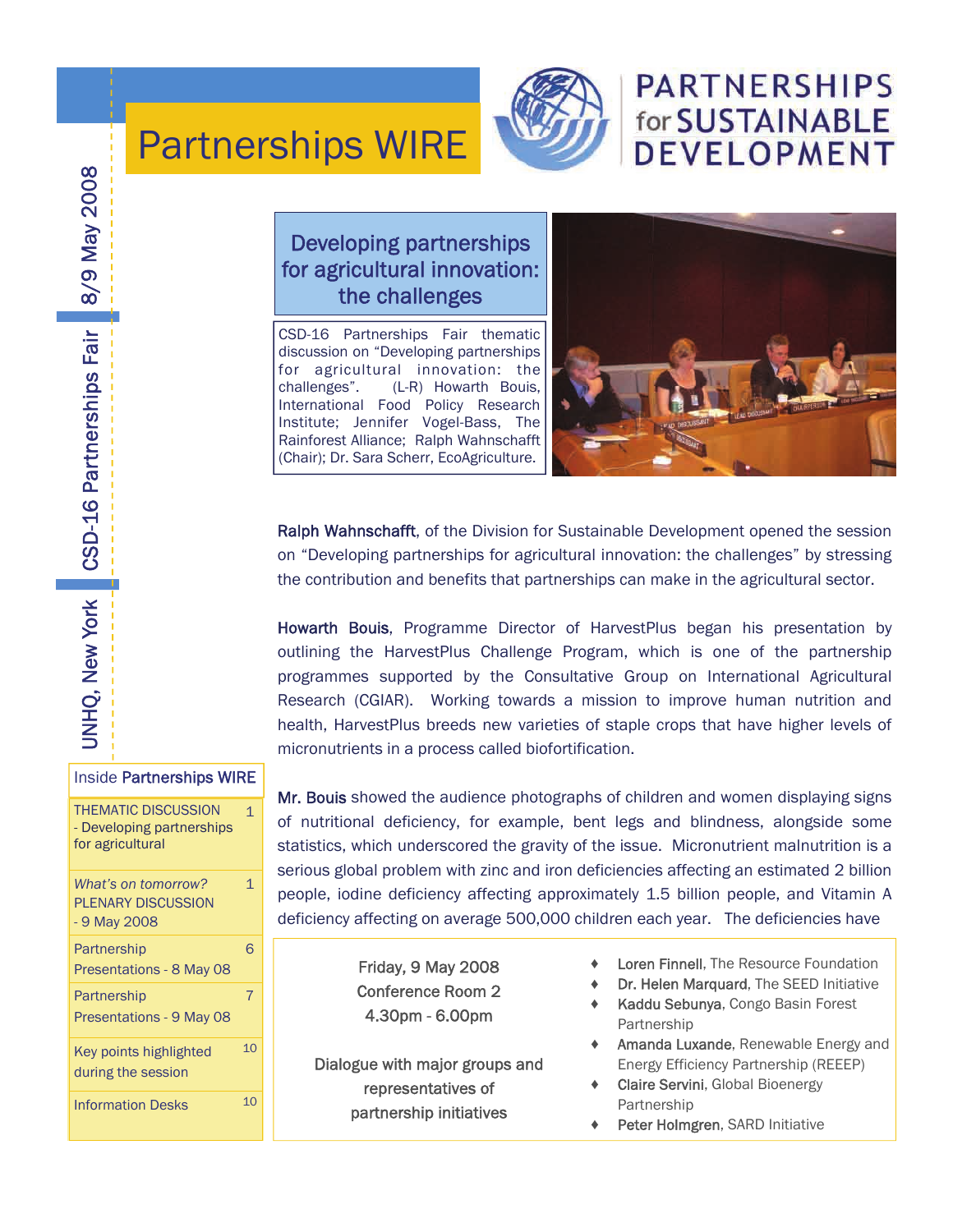# Partnerships WIRE

PARTNERSHIPS for SUSTAINABLE DEVELOPMENT

UNHQ, New York | CSD-16 Partnerships Fair | 8/9 May 2008

## Developing partnerships for agricultural innovation: the challenges

CSD-16 Partnerships Fair thematic discussion on "Developing partnerships for agricultural innovation: the challenges". (L-R) Howarth Bouis, International Food Policy Research Institute; Jennifer Vogel-Bass, The Rainforest Alliance; Ralph Wahnschafft (Chair); Dr. Sara Scherr, EcoAgriculture.

**Ralph Wahnschafft**, of the Division for Sustainable Development opened the session on "Developing partnerships for agricultural innovation: the challenges" by stressing the contribution and benefits that partnerships can make in the agricultural sector.

**Howarth Bouis**, Programme Director of HarvestPlus began his presentation by outlining the HarvestPlus Challenge Program, which is one of the partnership programmes supported by the Consultative Group on International Agricultural Research (CGIAR). Working towards a mission to improve human nutrition and health, HarvestPlus breeds new varieties of staple crops that have higher levels of micronutrients in a process called biofortification.

**Mr. Bouis** showed the audience photographs of children and women displaying signs of nutritional deficiency, for example, bent legs and blindness, alongside some statistics, which underscored the gravity of the issue. Micronutrient malnutrition is a serious global problem with zinc and iron deficiencies affecting an estimated 2 billion people, iodine deficiency affecting approximately 1.5 billion people, and Vitamin A deficiency affecting on average 500,000 children each year. The deficiencies have

### Inside Partnerships WIRE

| | |
|---|---|
| THEMATIC DISCUSSION - Developing partnerships for agricultural | 1 |
| *What's on tomorrow?* PLENARY DISCUSSION - 9 May 2008 | 1 |
| Partnership Presentations - 8 May 08 | 6 |
| Partnership Presentations - 9 May 08 | 7 |
| Key points highlighted during the session | 10 |
| Information Desks | 10 |

Friday, 9 May 2008
Conference Room 2
4.30pm - 6.00pm

Dialogue with major groups and representatives of partnership initiatives

- **Loren Finnell**, The Resource Foundation
- **Dr. Helen Marquard**, The SEED Initiative
- **Kaddu Sebunya**, Congo Basin Forest Partnership
- **Amanda Luxande**, Renewable Energy and Energy Efficiency Partnership (REEEP)
- **Claire Servini**, Global Bioenergy Partnership
- **Peter Holmgren**, SARD Initiative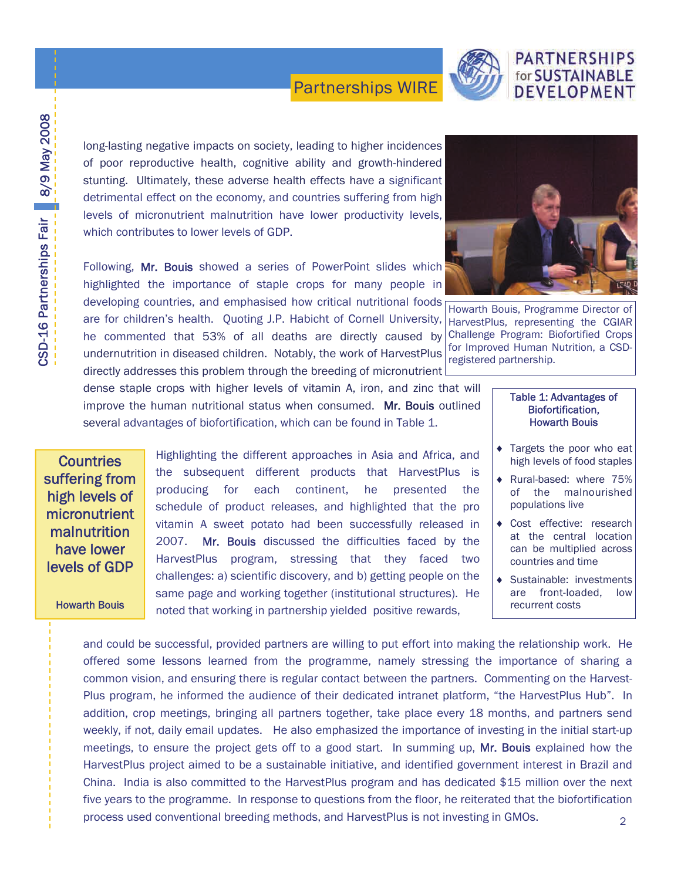long-lasting negative impacts on society, leading to higher incidences of poor reproductive health, cognitive ability and growth-hindered stunting. Ultimately, these adverse health effects have a significant detrimental effect on the economy, and countries suffering from high levels of micronutrient malnutrition have lower productivity levels, which contributes to lower levels of GDP.

Howarth Bouis, Programme Director of HarvestPlus, representing the CGIAR Challenge Program: Biofortified Crops for Improved Human Nutrition, a CSD-registered partnership.

Following, **Mr. Bouis** showed a series of PowerPoint slides which highlighted the importance of staple crops for many people in developing countries, and emphasised how critical nutritional foods are for children's health. Quoting J.P. Habicht of Cornell University, he commented that 53% of all deaths are directly caused by undernutrition in diseased children. Notably, the work of HarvestPlus directly addresses this problem through the breeding of micronutrient dense staple crops with higher levels of vitamin A, iron, and zinc that will improve the human nutritional status when consumed. **Mr. Bouis** outlined several advantages of biofortification, which can be found in Table 1.

**Table 1: Advantages of Biofortification, Howarth Bouis**

- Targets the poor who eat high levels of food staples
- Rural-based: where 75% of the malnourished populations live
- Cost effective: research at the central location can be multiplied across countries and time
- Sustainable: investments are front-loaded, low recurrent costs

> Countries suffering from high levels of micronutrient malnutrition have lower levels of GDP
>
> Howarth Bouis

Highlighting the different approaches in Asia and Africa, and the subsequent different products that HarvestPlus is producing for each continent, he presented the schedule of product releases, and highlighted that the pro vitamin A sweet potato had been successfully released in 2007. **Mr. Bouis** discussed the difficulties faced by the HarvestPlus program, stressing that they faced two challenges: a) scientific discovery, and b) getting people on the same page and working together (institutional structures). He noted that working in partnership yielded positive rewards, and could be successful, provided partners are willing to put effort into making the relationship work. He offered some lessons learned from the programme, namely stressing the importance of sharing a common vision, and ensuring there is regular contact between the partners. Commenting on the Harvest-Plus program, he informed the audience of their dedicated intranet platform, "the HarvestPlus Hub". In addition, crop meetings, bringing all partners together, take place every 18 months, and partners send weekly, if not, daily email updates. He also emphasized the importance of investing in the initial start-up meetings, to ensure the project gets off to a good start. In summing up, **Mr. Bouis** explained how the HarvestPlus project aimed to be a sustainable initiative, and identified government interest in Brazil and China. India is also committed to the HarvestPlus program and has dedicated $15 million over the next five years to the programme. In response to questions from the floor, he reiterated that the biofortification process used conventional breeding methods, and HarvestPlus is not investing in GMOs.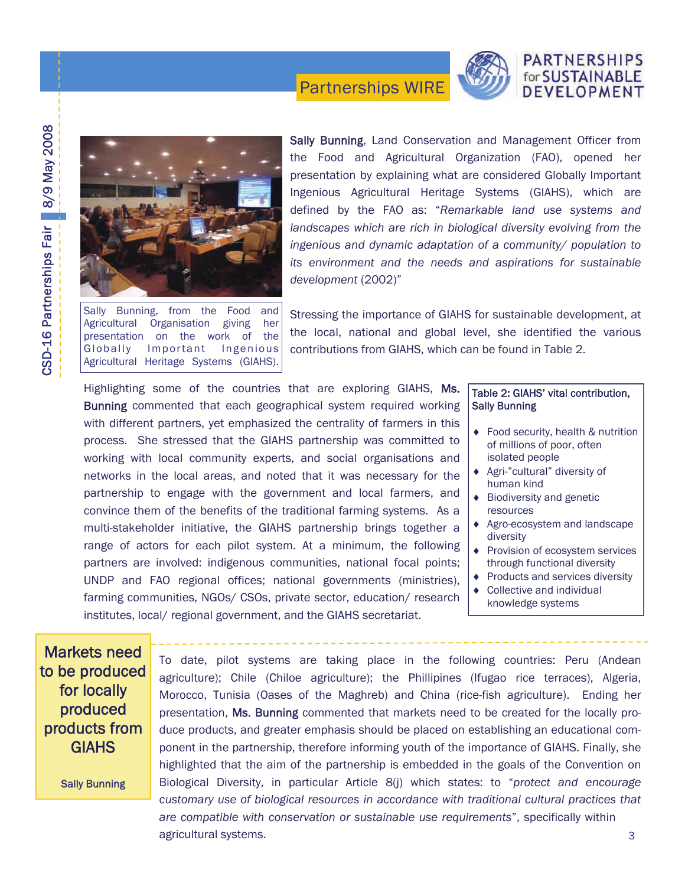Sally Bunning, from the Food and Agricultural Organisation giving her presentation on the work of the Globally Important Ingenious Agricultural Heritage Systems (GIAHS).

**Sally Bunning**, Land Conservation and Management Officer from the Food and Agricultural Organization (FAO), opened her presentation by explaining what are considered Globally Important Ingenious Agricultural Heritage Systems (GIAHS), which are defined by the FAO as: "*Remarkable land use systems and landscapes which are rich in biological diversity evolving from the ingenious and dynamic adaptation of a community/ population to its environment and the needs and aspirations for sustainable development* (2002)"

Stressing the importance of GIAHS for sustainable development, at the local, national and global level, she identified the various contributions from GIAHS, which can be found in Table 2.

Highlighting some of the countries that are exploring GIAHS, **Ms. Bunning** commented that each geographical system required working with different partners, yet emphasized the centrality of farmers in this process. She stressed that the GIAHS partnership was committed to working with local community experts, and social organisations and networks in the local areas, and noted that it was necessary for the partnership to engage with the government and local farmers, and convince them of the benefits of the traditional farming systems. As a multi-stakeholder initiative, the GIAHS partnership brings together a range of actors for each pilot system. At a minimum, the following partners are involved: indigenous communities, national focal points; UNDP and FAO regional offices; national governments (ministries), farming communities, NGOs/ CSOs, private sector, education/ research institutes, local/ regional government, and the GIAHS secretariat.

**Table 2: GIAHS' vital contribution, Sally Bunning**

- Food security, health & nutrition of millions of poor, often isolated people
- Agri-"cultural" diversity of human kind
- Biodiversity and genetic resources
- Agro-ecosystem and landscape diversity
- Provision of ecosystem services through functional diversity
- Products and services diversity
- Collective and individual knowledge systems

> Markets need to be produced for locally produced products from GIAHS
>
> Sally Bunning

To date, pilot systems are taking place in the following countries: Peru (Andean agriculture); Chile (Chiloe agriculture); the Phillipines (Ifugao rice terraces), Algeria, Morocco, Tunisia (Oases of the Maghreb) and China (rice-fish agriculture). Ending her presentation, **Ms. Bunning** commented that markets need to be created for the locally produce products, and greater emphasis should be placed on establishing an educational component in the partnership, therefore informing youth of the importance of GIAHS. Finally, she highlighted that the aim of the partnership is embedded in the goals of the Convention on Biological Diversity, in particular Article 8(j) which states: to "*protect and encourage customary use of biological resources in accordance with traditional cultural practices that are compatible with conservation or sustainable use requirements*", specifically within agricultural systems.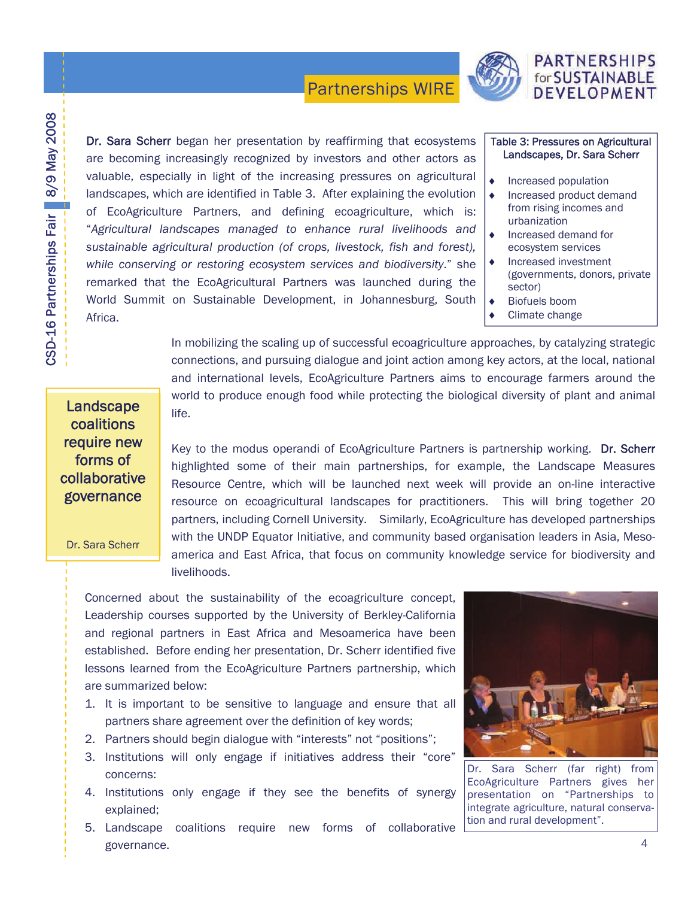**Dr. Sara Scherr** began her presentation by reaffirming that ecosystems are becoming increasingly recognized by investors and other actors as valuable, especially in light of the increasing pressures on agricultural landscapes, which are identified in Table 3. After explaining the evolution of EcoAgriculture Partners, and defining ecoagriculture, which is: "*Agricultural landscapes managed to enhance rural livelihoods and sustainable agricultural production (of crops, livestock, fish and forest), while conserving or restoring ecosystem services and biodiversity*." she remarked that the EcoAgricultural Partners was launched during the World Summit on Sustainable Development, in Johannesburg, South Africa.

**Table 3: Pressures on Agricultural Landscapes, Dr. Sara Scherr**

- Increased population
- Increased product demand from rising incomes and urbanization
- Increased demand for ecosystem services
- Increased investment (governments, donors, private sector)
- Biofuels boom
- Climate change

In mobilizing the scaling up of successful ecoagriculture approaches, by catalyzing strategic connections, and pursuing dialogue and joint action among key actors, at the local, national and international levels, EcoAgriculture Partners aims to encourage farmers around the world to produce enough food while protecting the biological diversity of plant and animal life.

> **Landscape coalitions require new forms of collaborative governance**
>
> Dr. Sara Scherr

Key to the modus operandi of EcoAgriculture Partners is partnership working. **Dr. Scherr** highlighted some of their main partnerships, for example, the Landscape Measures Resource Centre, which will be launched next week will provide an on-line interactive resource on ecoagricultural landscapes for practitioners. This will bring together 20 partners, including Cornell University. Similarly, EcoAgriculture has developed partnerships with the UNDP Equator Initiative, and community based organisation leaders in Asia, Meso-america and East Africa, that focus on community knowledge service for biodiversity and livelihoods.

Concerned about the sustainability of the ecoagriculture concept, Leadership courses supported by the University of Berkley-California and regional partners in East Africa and Mesoamerica have been established. Before ending her presentation, Dr. Scherr identified five lessons learned from the EcoAgriculture Partners partnership, which are summarized below:

1. It is important to be sensitive to language and ensure that all partners share agreement over the definition of key words;
2. Partners should begin dialogue with "interests" not "positions";
3. Institutions will only engage if initiatives address their "core" concerns:
4. Institutions only engage if they see the benefits of synergy explained;
5. Landscape coalitions require new forms of collaborative governance.

Dr. Sara Scherr (far right) from EcoAgriculture Partners gives her presentation on "Partnerships to integrate agriculture, natural conservation and rural development".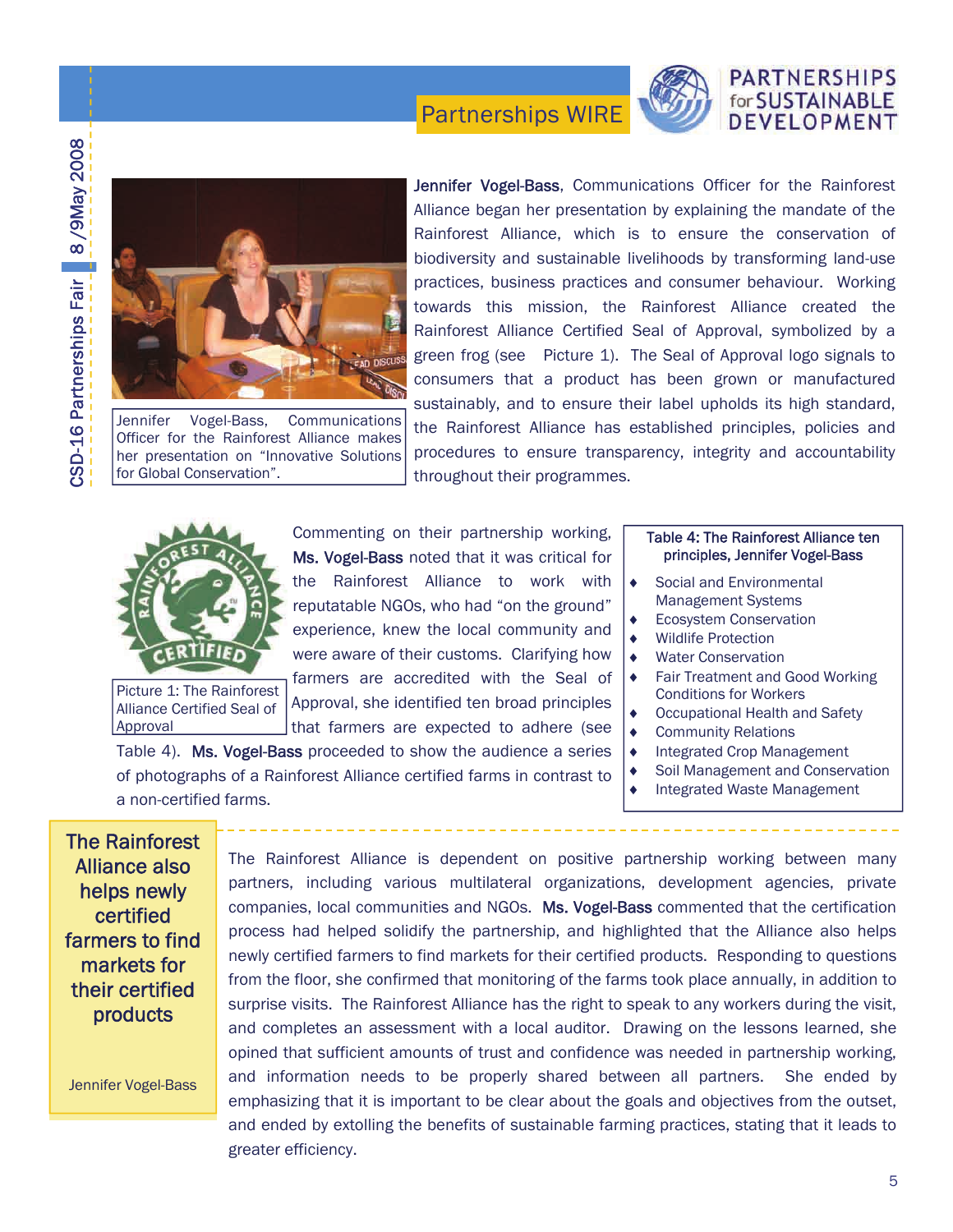Jennifer Vogel-Bass, Communications Officer for the Rainforest Alliance makes her presentation on "Innovative Solutions for Global Conservation".

**Jennifer Vogel-Bass**, Communications Officer for the Rainforest Alliance began her presentation by explaining the mandate of the Rainforest Alliance, which is to ensure the conservation of biodiversity and sustainable livelihoods by transforming land-use practices, business practices and consumer behaviour. Working towards this mission, the Rainforest Alliance created the Rainforest Alliance Certified Seal of Approval, symbolized by a green frog (see Picture 1). The Seal of Approval logo signals to consumers that a product has been grown or manufactured sustainably, and to ensure their label upholds its high standard, the Rainforest Alliance has established principles, policies and procedures to ensure transparency, integrity and accountability throughout their programmes.

Picture 1: The Rainforest Alliance Certified Seal of Approval

Commenting on their partnership working, **Ms. Vogel-Bass** noted that it was critical for the Rainforest Alliance to work with reputable NGOs, who had "on the ground" experience, knew the local community and were aware of their customs. Clarifying how farmers are accredited with the Seal of Approval, she identified ten broad principles that farmers are expected to adhere to (see Table 4). **Ms. Vogel-Bass** proceeded to show the audience a series of photographs of a Rainforest Alliance certified farms in contrast to a non-certified farms.

**Table 4: The Rainforest Alliance ten principles, Jennifer Vogel-Bass**

- Social and Environmental Management Systems
- Ecosystem Conservation
- Wildlife Protection
- Water Conservation
- Fair Treatment and Good Working Conditions for Workers
- Occupational Health and Safety
- Community Relations
- Integrated Crop Management
- Soil Management and Conservation
- Integrated Waste Management

> **The Rainforest Alliance also helps newly certified farmers to find markets for their certified products**
>
> Jennifer Vogel-Bass

The Rainforest Alliance is dependent on positive partnership working between many partners, including various multilateral organizations, development agencies, private companies, local communities and NGOs. **Ms. Vogel-Bass** commented that the certification process had helped solidify the partnership, and highlighted that the Alliance also helps newly certified farmers to find markets for their certified products. Responding to questions from the floor, she confirmed that monitoring of the farms took place annually, in addition to surprise visits. The Rainforest Alliance has the right to speak to any workers during the visit, and completes an assessment with a local auditor. Drawing on the lessons learned, she opined that sufficient amounts of trust and confidence was needed in partnership working, and information needs to be properly shared between all partners. She ended by emphasizing that it is important to be clear about the goals and objectives from the outset, and ended by extolling the benefits of sustainable farming practices, stating that it leads to greater efficiency.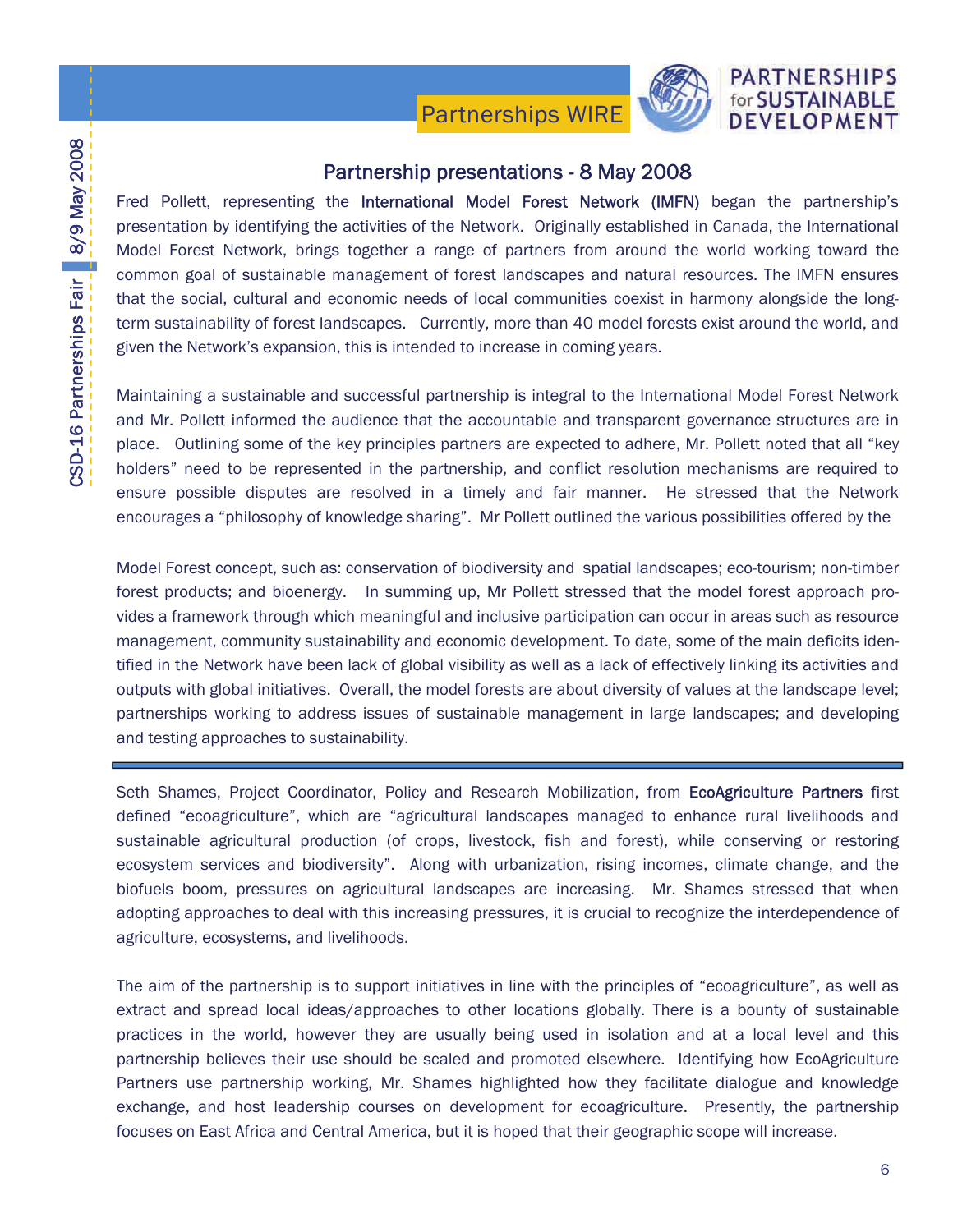## Partnership presentations - 8 May 2008

Fred Pollett, representing the **International Model Forest Network (IMFN)** began the partnership's presentation by identifying the activities of the Network. Originally established in Canada, the International Model Forest Network, brings together a range of partners from around the world working toward the common goal of sustainable management of forest landscapes and natural resources. The IMFN ensures that the social, cultural and economic needs of local communities coexist in harmony alongside the long-term sustainability of forest landscapes. Currently, more than 40 model forests exist around the world, and given the Network's expansion, this is intended to increase in coming years.

Maintaining a sustainable and successful partnership is integral to the International Model Forest Network and Mr. Pollett informed the audience that the accountable and transparent governance structures are in place. Outlining some of the key principles partners are expected to adhere, Mr. Pollett noted that all "key holders" need to be represented in the partnership, and conflict resolution mechanisms are required to ensure possible disputes are resolved in a timely and fair manner. He stressed that the Network encourages a "philosophy of knowledge sharing". Mr Pollett outlined the various possibilities offered by the

Model Forest concept, such as: conservation of biodiversity and spatial landscapes; eco-tourism; non-timber forest products; and bioenergy. In summing up, Mr Pollett stressed that the model forest approach provides a framework through which meaningful and inclusive participation can occur in areas such as resource management, community sustainability and economic development. To date, some of the main deficits identified in the Network have been lack of global visibility as well as a lack of effectively linking its activities and outputs with global initiatives. Overall, the model forests are about diversity of values at the landscape level; partnerships working to address issues of sustainable management in large landscapes; and developing and testing approaches to sustainability.

---

Seth Shames, Project Coordinator, Policy and Research Mobilization, from **EcoAgriculture Partners** first defined "ecoagriculture", which are "agricultural landscapes managed to enhance rural livelihoods and sustainable agricultural production (of crops, livestock, fish and forest), while conserving or restoring ecosystem services and biodiversity". Along with urbanization, rising incomes, climate change, and the biofuels boom, pressures on agricultural landscapes are increasing. Mr. Shames stressed that when adopting approaches to deal with this increasing pressures, it is crucial to recognize the interdependence of agriculture, ecosystems, and livelihoods.

The aim of the partnership is to support initiatives in line with the principles of "ecoagriculture", as well as extract and spread local ideas/approaches to other locations globally. There is a bounty of sustainable practices in the world, however they are usually being used in isolation and at a local level and this partnership believes their use should be scaled and promoted elsewhere. Identifying how EcoAgriculture Partners use partnership working, Mr. Shames highlighted how they facilitate dialogue and knowledge exchange, and host leadership courses on development for ecoagriculture. Presently, the partnership focuses on East Africa and Central America, but it is hoped that their geographic scope will increase.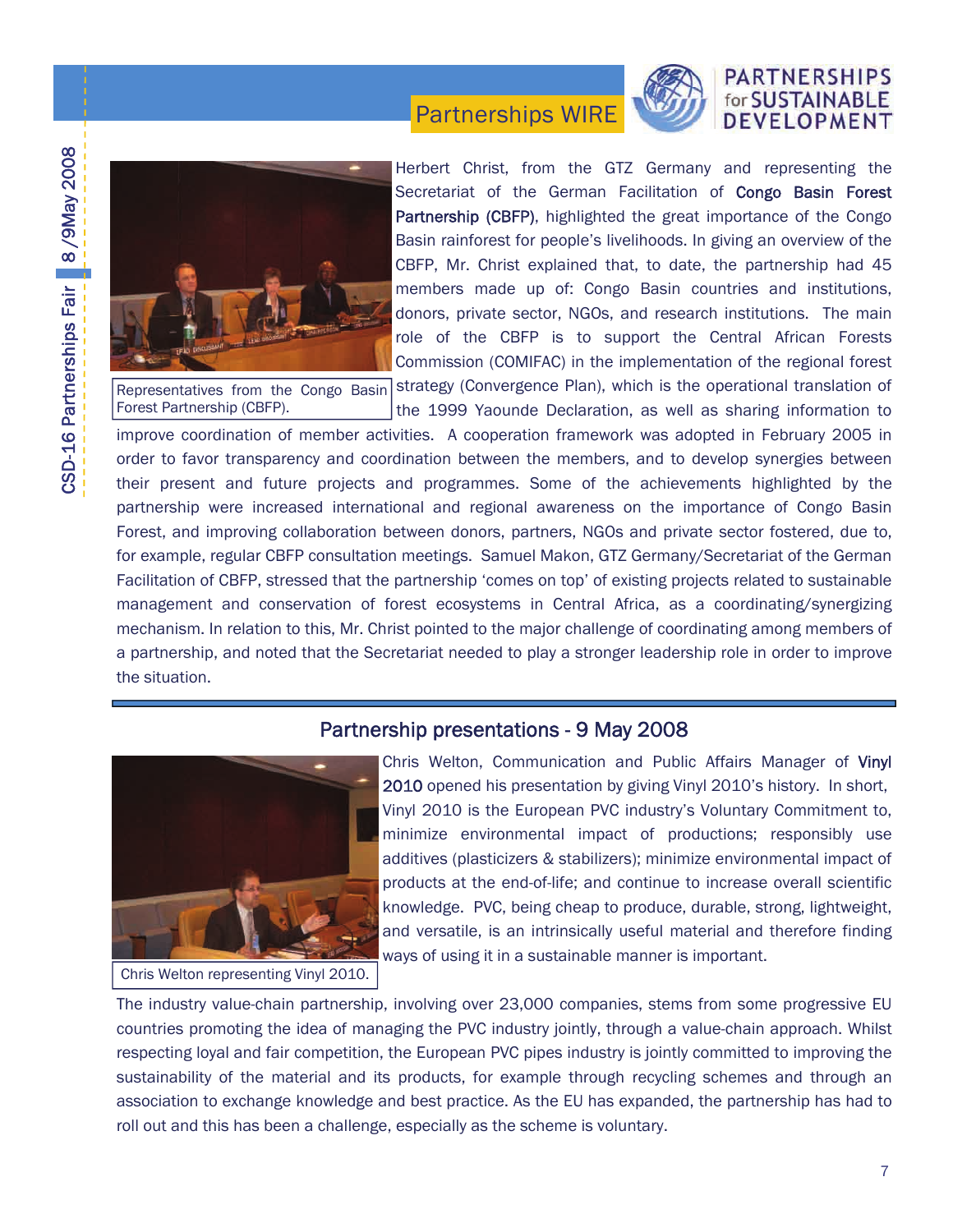Herbert Christ, from the GTZ Germany and representing the Secretariat of the German Facilitation of **Congo Basin Forest Partnership (CBFP)**, highlighted the great importance of the Congo Basin rainforest for people's livelihoods. In giving an overview of the CBFP, Mr. Christ explained that, to date, the partnership had 45 members made up of: Congo Basin countries and institutions, donors, private sector, NGOs, and research institutions. The main role of the CBFP is to support the Central African Forests Commission (COMIFAC) in the implementation of the regional forest strategy (Convergence Plan), which is the operational translation of the 1999 Yaounde Declaration, as well as sharing information to improve coordination of member activities. A cooperation framework was adopted in February 2005 in order to favor transparency and coordination between the members, and to develop synergies between their present and future projects and programmes. Some of the achievements highlighted by the partnership were increased international and regional awareness on the importance of Congo Basin Forest, and improving collaboration between donors, partners, NGOs and private sector fostered, due to, for example, regular CBFP consultation meetings. Samuel Makon, GTZ Germany/Secretariat of the German Facilitation of CBFP, stressed that the partnership 'comes on top' of existing projects related to sustainable management and conservation of forest ecosystems in Central Africa, as a coordinating/synergizing mechanism. In relation to this, Mr. Christ pointed to the major challenge of coordinating among members of a partnership, and noted that the Secretariat needed to play a stronger leadership role in order to improve the situation.

Representatives from the Congo Basin Forest Partnership (CBFP).

## Partnership presentations - 9 May 2008

Chris Welton, Communication and Public Affairs Manager of **Vinyl 2010** opened his presentation by giving Vinyl 2010's history. In short, Vinyl 2010 is the European PVC industry's Voluntary Commitment to, minimize environmental impact of productions; responsibly use additives (plasticizers & stabilizers); minimize environmental impact of products at the end-of-life; and continue to increase overall scientific knowledge. PVC, being cheap to produce, durable, strong, lightweight, and versatile, is an intrinsically useful material and therefore finding ways of using it in a sustainable manner is important.

Chris Welton representing Vinyl 2010.

The industry value-chain partnership, involving over 23,000 companies, stems from some progressive EU countries promoting the idea of managing the PVC industry jointly, through a value-chain approach. Whilst respecting loyal and fair competition, the European PVC pipes industry is jointly committed to improving the sustainability of the material and its products, for example through recycling schemes and through an association to exchange knowledge and best practice. As the EU has expanded, the partnership has had to roll out and this has been a challenge, especially as the scheme is voluntary.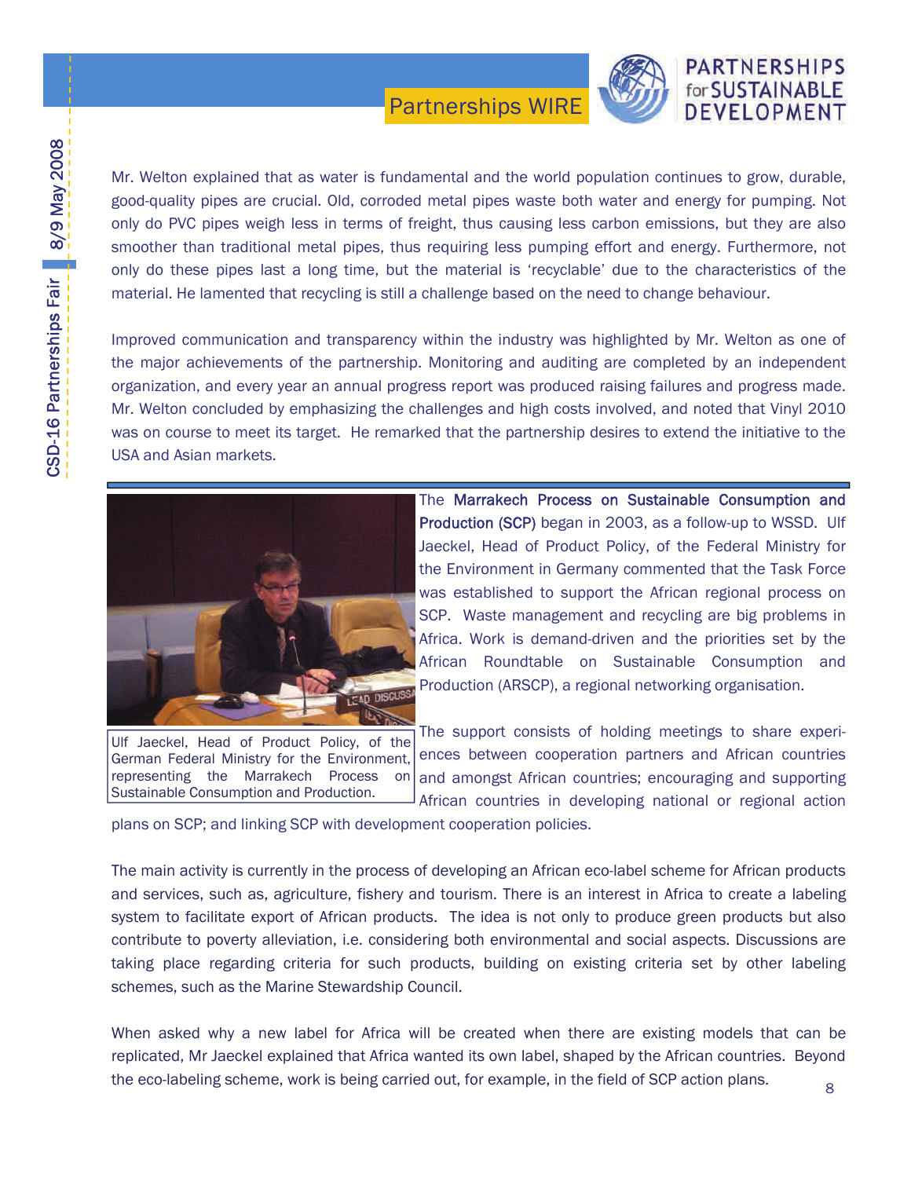Mr. Welton explained that as water is fundamental and the world population continues to grow, durable, good-quality pipes are crucial. Old, corroded metal pipes waste both water and energy for pumping. Not only do PVC pipes weigh less in terms of freight, thus causing less carbon emissions, but they are also smoother than traditional metal pipes, thus requiring less pumping effort and energy. Furthermore, not only do these pipes last a long time, but the material is 'recyclable' due to the characteristics of the material. He lamented that recycling is still a challenge based on the need to change behaviour.

Improved communication and transparency within the industry was highlighted by Mr. Welton as one of the major achievements of the partnership. Monitoring and auditing are completed by an independent organization, and every year an annual progress report was produced raising failures and progress made. Mr. Welton concluded by emphasizing the challenges and high costs involved, and noted that Vinyl 2010 was on course to meet its target. He remarked that the partnership desires to extend the initiative to the USA and Asian markets.

---

Ulf Jaeckel, Head of Product Policy, of the German Federal Ministry for the Environment, representing the Marrakech Process on Sustainable Consumption and Production.

The **Marrakech Process on Sustainable Consumption and Production (SCP)** began in 2003, as a follow-up to WSSD. Ulf Jaeckel, Head of Product Policy, of the Federal Ministry for the Environment in Germany commented that the Task Force was established to support the African regional process on SCP. Waste management and recycling are big problems in Africa. Work is demand-driven and the priorities set by the African Roundtable on Sustainable Consumption and Production (ARSCP), a regional networking organisation.

The support consists of holding meetings to share experiences between cooperation partners and African countries and amongst African countries; encouraging and supporting African countries in developing national or regional action plans on SCP; and linking SCP with development cooperation policies.

The main activity is currently in the process of developing an African eco-label scheme for African products and services, such as, agriculture, fishery and tourism. There is an interest in Africa to create a labeling system to facilitate export of African products. The idea is not only to produce green products but also contribute to poverty alleviation, i.e. considering both environmental and social aspects. Discussions are taking place regarding criteria for such products, building on existing criteria set by other labeling schemes, such as the Marine Stewardship Council.

When asked why a new label for Africa will be created when there are existing models that can be replicated, Mr Jaeckel explained that Africa wanted its own label, shaped by the African countries. Beyond the eco-labeling scheme, work is being carried out, for example, in the field of SCP action plans.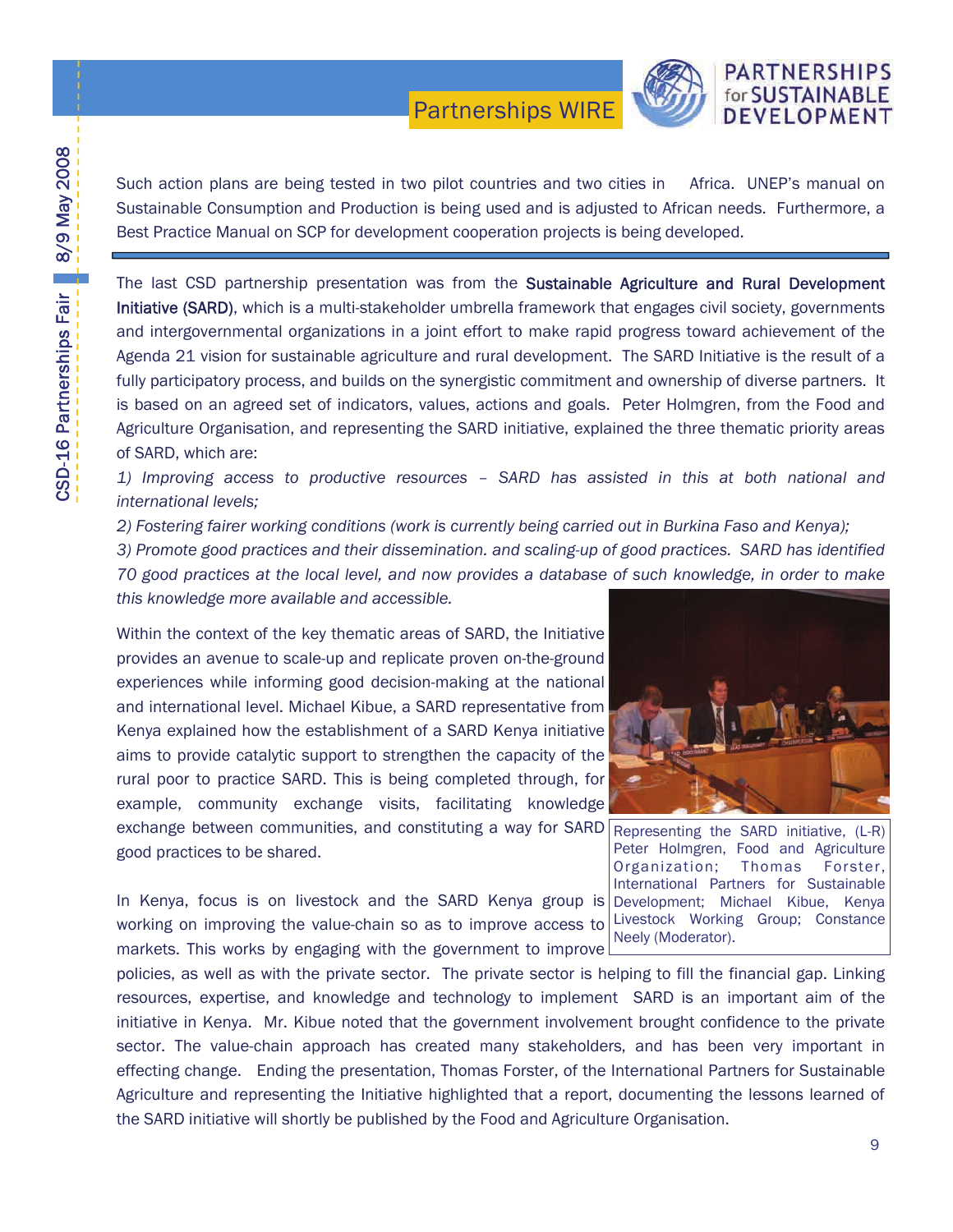Such action plans are being tested in two pilot countries and two cities in Africa. UNEP's manual on Sustainable Consumption and Production is being used and is adjusted to African needs. Furthermore, a Best Practice Manual on SCP for development cooperation projects is being developed.

---

The last CSD partnership presentation was from the **Sustainable Agriculture and Rural Development Initiative (SARD)**, which is a multi-stakeholder umbrella framework that engages civil society, governments and intergovernmental organizations in a joint effort to make rapid progress toward achievement of the Agenda 21 vision for sustainable agriculture and rural development. The SARD Initiative is the result of a fully participatory process, and builds on the synergistic commitment and ownership of diverse partners. It is based on an agreed set of indicators, values, actions and goals. Peter Holmgren, from the Food and Agriculture Organisation, and representing the SARD initiative, explained the three thematic priority areas of SARD, which are:

*1) Improving access to productive resources – SARD has assisted in this at both national and international levels;*

*2) Fostering fairer working conditions (work is currently being carried out in Burkina Faso and Kenya);*

*3) Promote good practices and their dissemination. and scaling-up of good practices. SARD has identified 70 good practices at the local level, and now provides a database of such knowledge, in order to make this knowledge more available and accessible.*

Within the context of the key thematic areas of SARD, the Initiative provides an avenue to scale-up and replicate proven on-the-ground experiences while informing good decision-making at the national and international level. Michael Kibue, a SARD representative from Kenya explained how the establishment of a SARD Kenya initiative aims to provide catalytic support to strengthen the capacity of the rural poor to practice SARD. This is being completed through, for example, community exchange visits, facilitating knowledge exchange between communities, and constituting a way for SARD good practices to be shared.

Representing the SARD initiative, (L-R) Peter Holmgren, Food and Agriculture Organization; Thomas Forster, International Partners for Sustainable Development; Michael Kibue, Kenya Livestock Working Group; Constance Neely (Moderator).

In Kenya, focus is on livestock and the SARD Kenya group is working on improving the value-chain so as to improve access to markets. This works by engaging with the government to improve policies, as well as with the private sector. The private sector is helping to fill the financial gap. Linking resources, expertise, and knowledge and technology to implement SARD is an important aim of the initiative in Kenya. Mr. Kibue noted that the government involvement brought confidence to the private sector. The value-chain approach has created many stakeholders, and has been very important in effecting change. Ending the presentation, Thomas Forster, of the International Partners for Sustainable Agriculture and representing the Initiative highlighted that a report, documenting the lessons learned of the SARD initiative will shortly be published by the Food and Agriculture Organisation.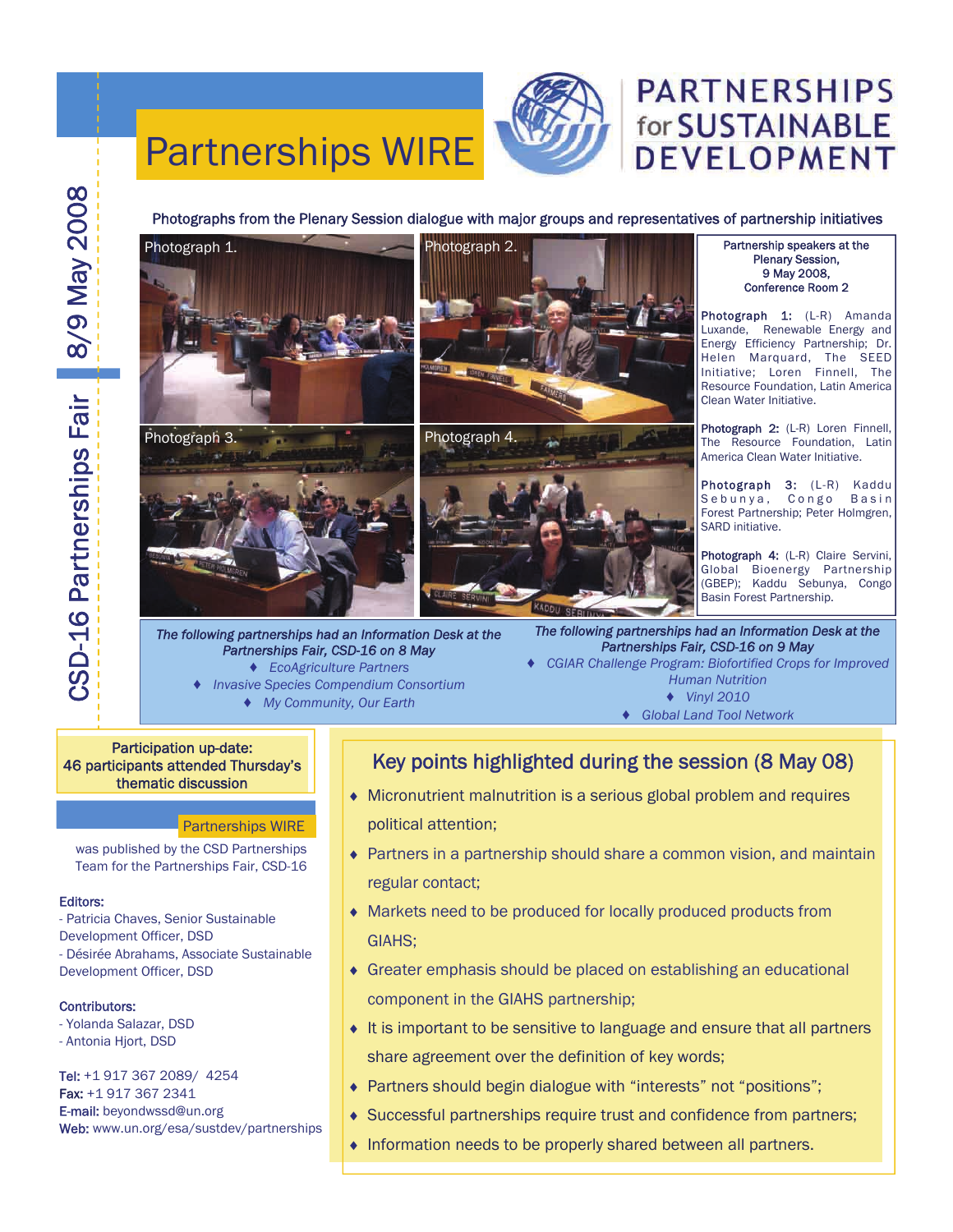# Partnerships WIRE

# PARTNERSHIPS for SUSTAINABLE DEVELOPMENT

CSD-16 Partnerships Fair | 8/9 May 2008

**Photographs from the Plenary Session dialogue with major groups and representatives of partnership initiatives**

Photograph 1.

Photograph 2.

Photograph 3.

Photograph 4.

Partnership speakers at the Plenary Session, 9 May 2008, Conference Room 2

**Photograph 1:** (L-R) Amanda Luxande, Renewable Energy and Energy Efficiency Partnership; Dr. Helen Marquard, The SEED Initiative; Loren Finnell, The Resource Foundation, Latin America Clean Water Initiative.

**Photograph 2:** (L-R) Loren Finnell, The Resource Foundation, Latin America Clean Water Initiative.

**Photograph 3:** (L-R) Kaddu Sebunya, Congo Basin Forest Partnership; Peter Holmgren, SARD initiative.

**Photograph 4:** (L-R) Claire Servini, Global Bioenergy Partnership (GBEP); Kaddu Sebunya, Congo Basin Forest Partnership.

*The following partnerships had an Information Desk at the Partnerships Fair, CSD-16 on 8 May*

- *EcoAgriculture Partners*
- *Invasive Species Compendium Consortium*
- *My Community, Our Earth*

*The following partnerships had an Information Desk at the Partnerships Fair, CSD-16 on 9 May*

- *CGIAR Challenge Program: Biofortified Crops for Improved Human Nutrition*
- *Vinyl 2010*
- *Global Land Tool Network*

**Participation up-date:**
**46 participants attended Thursday's thematic discussion**

## Key points highlighted during the session (8 May 08)

- Micronutrient malnutrition is a serious global problem and requires political attention;
- Partners in a partnership should share a common vision, and maintain regular contact;
- Markets need to be produced for locally produced products from GIAHS;
- Greater emphasis should be placed on establishing an educational component in the GIAHS partnership;
- It is important to be sensitive to language and ensure that all partners share agreement over the definition of key words;
- Partners should begin dialogue with "interests" not "positions";
- Successful partnerships require trust and confidence from partners;
- Information needs to be properly shared between all partners.

Partnerships WIRE

was published by the CSD Partnerships Team for the Partnerships Fair, CSD-16

**Editors:**
- Patricia Chaves, Senior Sustainable Development Officer, DSD
- Désirée Abrahams, Associate Sustainable Development Officer, DSD

**Contributors:**
- Yolanda Salazar, DSD
- Antonia Hjort, DSD

**Tel:** +1 917 367 2089/ 4254
**Fax:** +1 917 367 2341
**E-mail:** beyondwssd@un.org
**Web:** www.un.org/esa/sustdev/partnerships